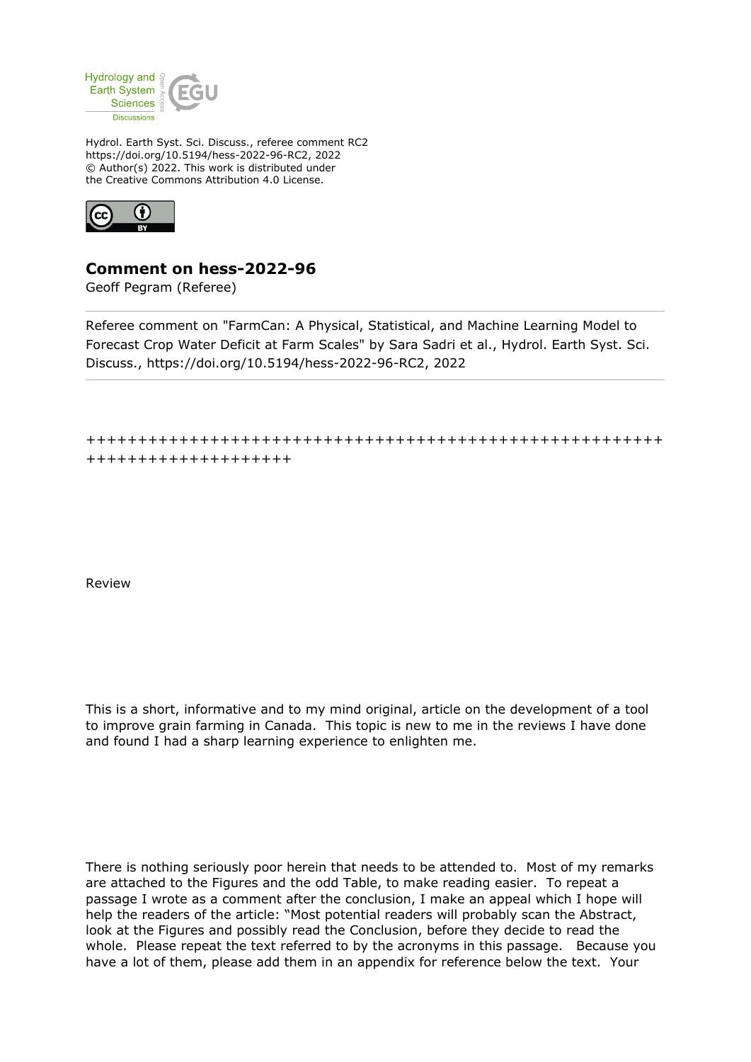Hydrol. Earth Syst. Sci. Discuss., referee comment RC2
https://doi.org/10.5194/hess-2022-96-RC2, 2022
© Author(s) 2022. This work is distributed under
the Creative Commons Attribution 4.0 License.

# Comment on hess-2022-96

Geoff Pegram (Referee)

Referee comment on "FarmCan: A Physical, Statistical, and Machine Learning Model to Forecast Crop Water Deficit at Farm Scales" by Sara Sadri et al., Hydrol. Earth Syst. Sci. Discuss., https://doi.org/10.5194/hess-2022-96-RC2, 2022

++++++++++++++++++++++++++++++++++++++++++++++++++++++++++++++++++++++++++

Review

This is a short, informative and to my mind original, article on the development of a tool to improve grain farming in Canada. This topic is new to me in the reviews I have done and found I had a sharp learning experience to enlighten me.

There is nothing seriously poor herein that needs to be attended to. Most of my remarks are attached to the Figures and the odd Table, to make reading easier. To repeat a passage I wrote as a comment after the conclusion, I make an appeal which I hope will help the readers of the article: "Most potential readers will probably scan the Abstract, look at the Figures and possibly read the Conclusion, before they decide to read the whole. Please repeat the text referred to by the acronyms in this passage. Because you have a lot of them, please add them in an appendix for reference below the text. Your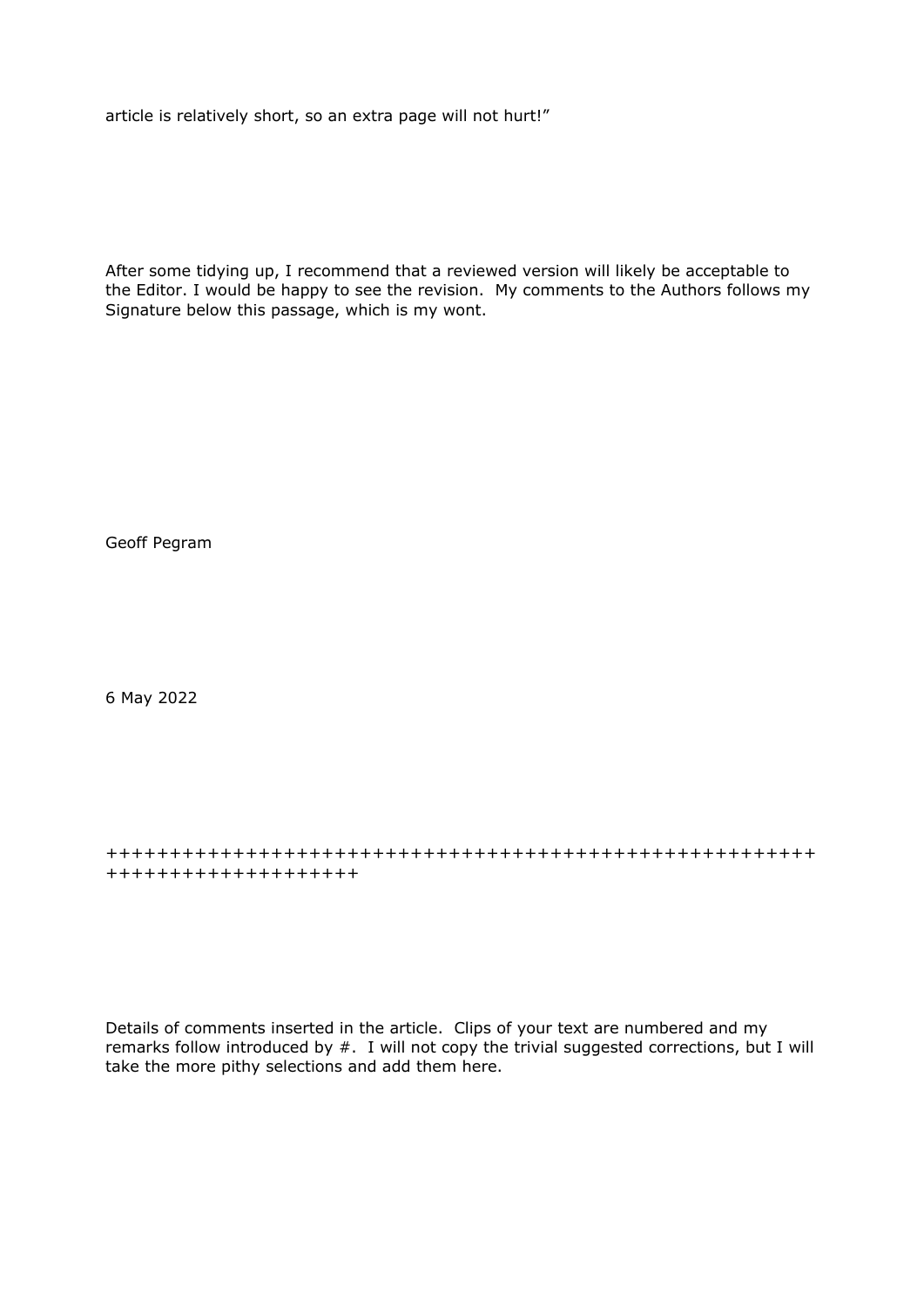article is relatively short, so an extra page will not hurt!"

After some tidying up, I recommend that a reviewed version will likely be acceptable to the Editor. I would be happy to see the revision. My comments to the Authors follows my Signature below this passage, which is my wont.

Geoff Pegram

6 May 2022

+++++++++++++++++++++++++++++++++++++++++++++++++++++++++++++++++++++++++

Details of comments inserted in the article. Clips of your text are numbered and my remarks follow introduced by #. I will not copy the trivial suggested corrections, but I will take the more pithy selections and add them here.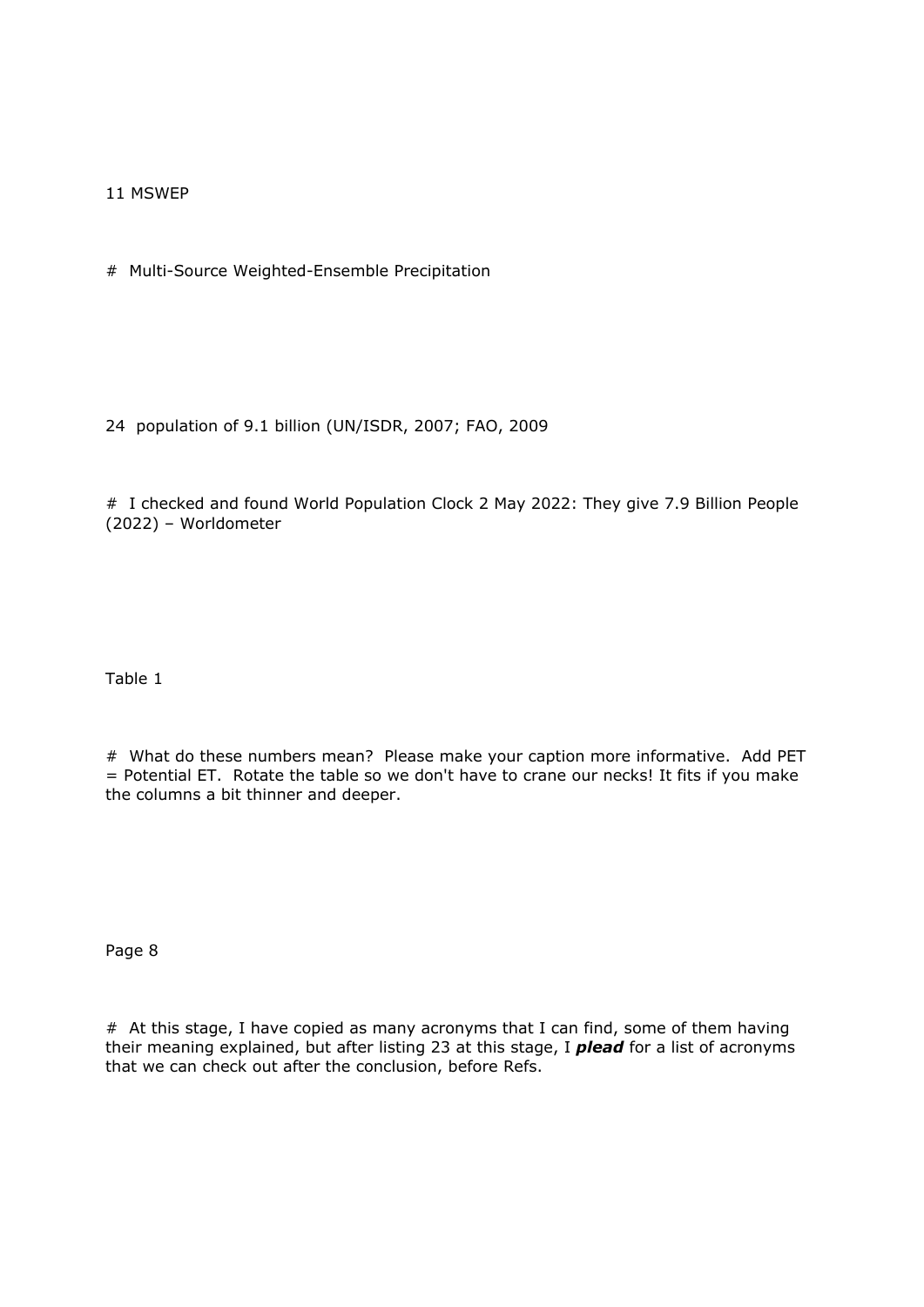11 MSWEP

# Multi-Source Weighted-Ensemble Precipitation

24 population of 9.1 billion (UN/ISDR, 2007; FAO, 2009

# I checked and found World Population Clock 2 May 2022: They give 7.9 Billion People (2022) – Worldometer

Table 1

# What do these numbers mean? Please make your caption more informative. Add PET = Potential ET. Rotate the table so we don't have to crane our necks! It fits if you make the columns a bit thinner and deeper.

Page 8

# At this stage, I have copied as many acronyms that I can find, some of them having their meaning explained, but after listing 23 at this stage, I ***plead*** for a list of acronyms that we can check out after the conclusion, before Refs.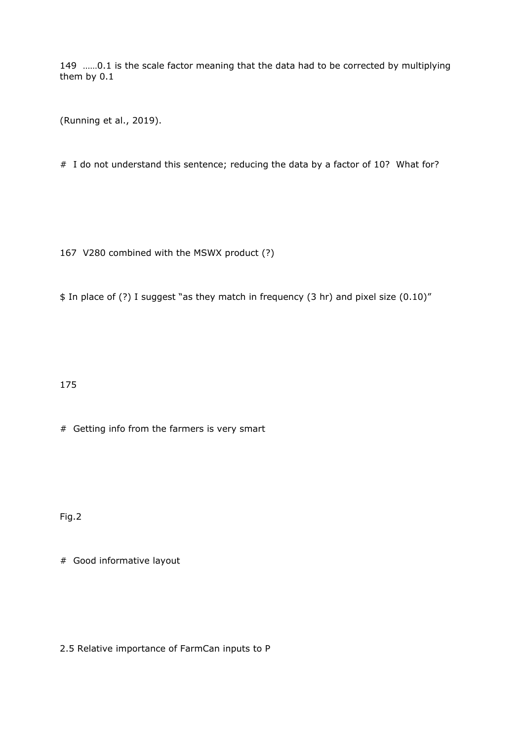149 ……0.1 is the scale factor meaning that the data had to be corrected by multiplying them by 0.1

(Running et al., 2019).

# I do not understand this sentence; reducing the data by a factor of 10? What for?

167 V280 combined with the MSWX product (?)

$ In place of (?) I suggest "as they match in frequency (3 hr) and pixel size (0.10)"

175

# Getting info from the farmers is very smart

Fig.2

# Good informative layout

2.5 Relative importance of FarmCan inputs to P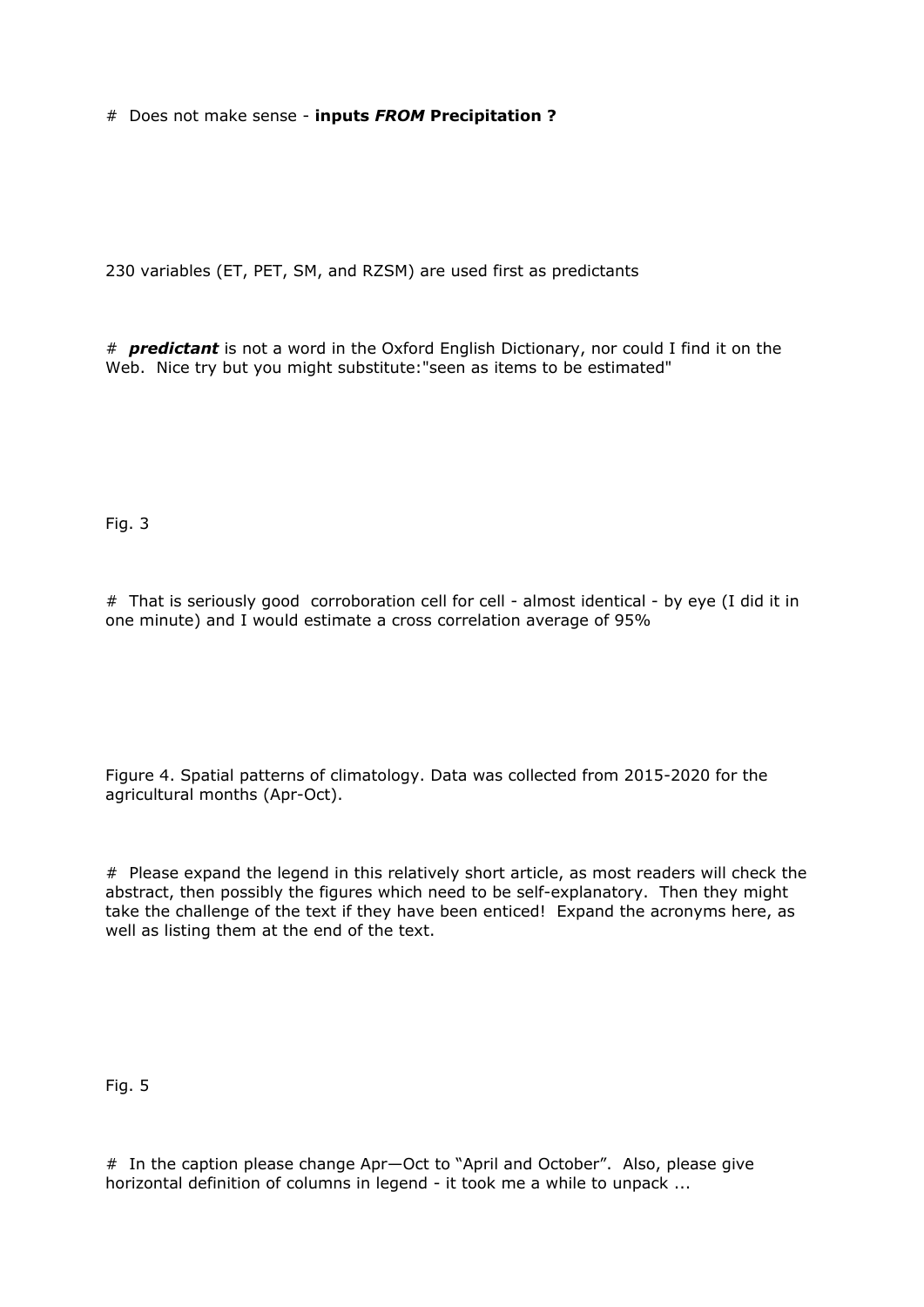# Does not make sense - **inputs *FROM* Precipitation ?**

230 variables (ET, PET, SM, and RZSM) are used first as predictants

# ***predictant*** is not a word in the Oxford English Dictionary, nor could I find it on the Web. Nice try but you might substitute:"seen as items to be estimated"

Fig. 3

# That is seriously good corroboration cell for cell - almost identical - by eye (I did it in one minute) and I would estimate a cross correlation average of 95%

Figure 4. Spatial patterns of climatology. Data was collected from 2015-2020 for the agricultural months (Apr-Oct).

# Please expand the legend in this relatively short article, as most readers will check the abstract, then possibly the figures which need to be self-explanatory. Then they might take the challenge of the text if they have been enticed! Expand the acronyms here, as well as listing them at the end of the text.

Fig. 5

# In the caption please change Apr—Oct to "April and October". Also, please give horizontal definition of columns in legend - it took me a while to unpack ...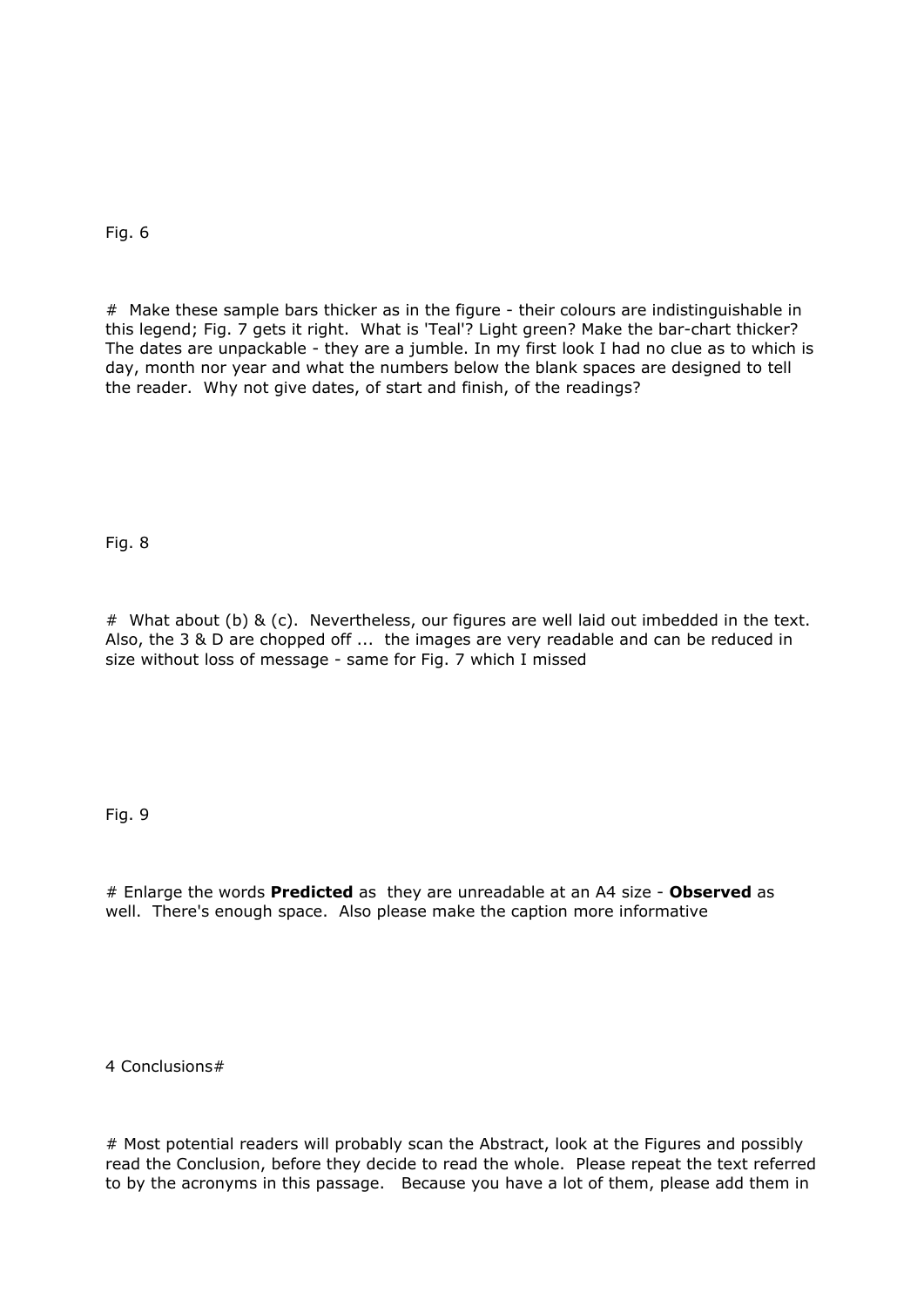Fig. 6

# Make these sample bars thicker as in the figure - their colours are indistinguishable in this legend; Fig. 7 gets it right. What is 'Teal'? Light green? Make the bar-chart thicker? The dates are unpackable - they are a jumble. In my first look I had no clue as to which is day, month nor year and what the numbers below the blank spaces are designed to tell the reader. Why not give dates, of start and finish, of the readings?

Fig. 8

# What about (b) & (c). Nevertheless, our figures are well laid out imbedded in the text. Also, the 3 & D are chopped off ... the images are very readable and can be reduced in size without loss of message - same for Fig. 7 which I missed

Fig. 9

# Enlarge the words **Predicted** as they are unreadable at an A4 size - **Observed** as well. There's enough space. Also please make the caption more informative

4 Conclusions#

# Most potential readers will probably scan the Abstract, look at the Figures and possibly read the Conclusion, before they decide to read the whole. Please repeat the text referred to by the acronyms in this passage. Because you have a lot of them, please add them in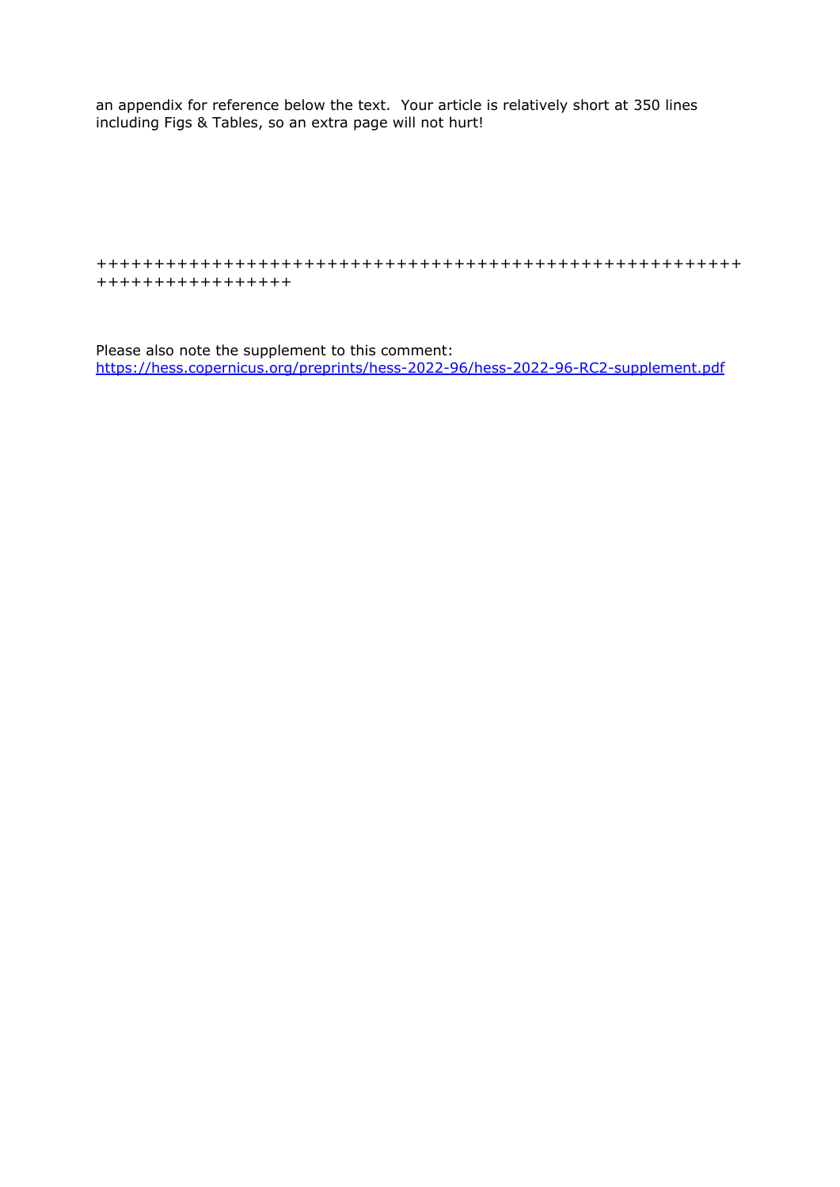an appendix for reference below the text. Your article is relatively short at 350 lines including Figs & Tables, so an extra page will not hurt!

++++++++++++++++++++++++++++++++++++++++++++++++++++++++++++++++++++

Please also note the supplement to this comment:
[https://hess.copernicus.org/preprints/hess-2022-96/hess-2022-96-RC2-supplement.pdf](https://hess.copernicus.org/preprints/hess-2022-96/hess-2022-96-RC2-supplement.pdf)